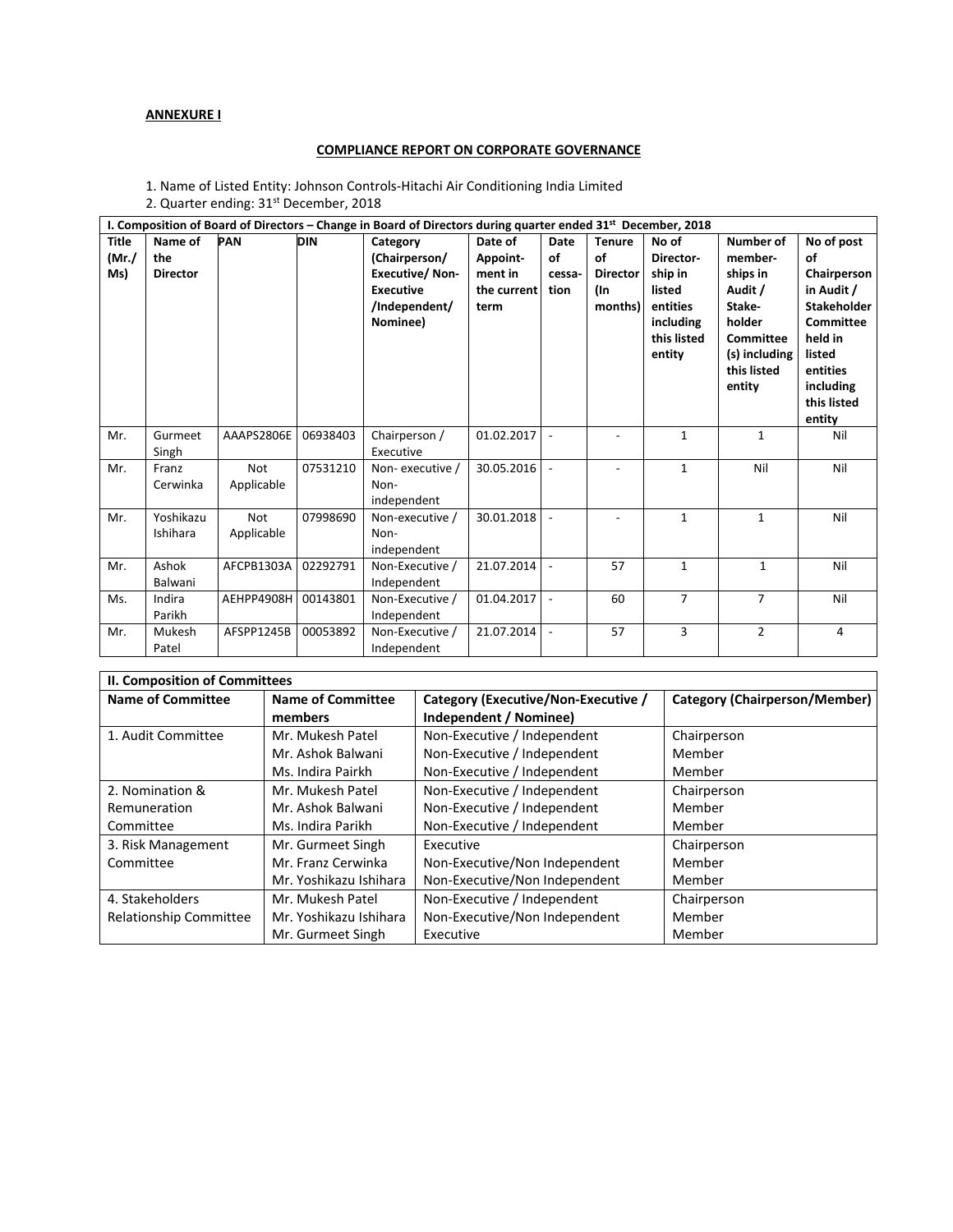**ANNEXURE I**

**COMPLIANCE REPORT ON CORPORATE GOVERNANCE**

1. Name of Listed Entity: Johnson Controls-Hitachi Air Conditioning India Limited
2. Quarter ending: 31st December, 2018

| I. Composition of Board of Directors – Change in Board of Directors during quarter ended 31st December, 2018 | | | | | | | | | | |
|---|---|---|---|---|---|---|---|---|---|---|
| **Title (Mr./ Ms)** | **Name of the Director** | **PAN** | **DIN** | **Category (Chairperson/ Executive/ Non-Executive /Independent/ Nominee)** | **Date of Appoint-ment in the current term** | **Date of cessa-tion** | **Tenure of Director (In months)** | **No of Director-ship in listed entities including this listed entity** | **Number of member-ships in Audit / Stake-holder Committee (s) including this listed entity** | **No of post of Chairperson in Audit / Stakeholder Committee held in listed entities including this listed entity** |
| Mr. | Gurmeet Singh | AAAPS2806E | 06938403 | Chairperson / Executive | 01.02.2017 | - | - | 1 | 1 | Nil |
| Mr. | Franz Cerwinka | Not Applicable | 07531210 | Non- executive / Non-independent | 30.05.2016 | - | - | 1 | Nil | Nil |
| Mr. | Yoshikazu Ishihara | Not Applicable | 07998690 | Non-executive / Non-independent | 30.01.2018 | - | - | 1 | 1 | Nil |
| Mr. | Ashok Balwani | AFCPB1303A | 02292791 | Non-Executive / Independent | 21.07.2014 | - | 57 | 1 | 1 | Nil |
| Ms. | Indira Parikh | AEHPP4908H | 00143801 | Non-Executive / Independent | 01.04.2017 | - | 60 | 7 | 7 | Nil |
| Mr. | Mukesh Patel | AFSPP1245B | 00053892 | Non-Executive / Independent | 21.07.2014 | - | 57 | 3 | 2 | 4 |

| II. Composition of Committees | | | |
|---|---|---|---|
| **Name of Committee** | **Name of Committee members** | **Category (Executive/Non-Executive / Independent / Nominee)** | **Category (Chairperson/Member)** |
| 1. Audit Committee | Mr. Mukesh Patel | Non-Executive / Independent | Chairperson |
| | Mr. Ashok Balwani | Non-Executive / Independent | Member |
| | Ms. Indira Pairkh | Non-Executive / Independent | Member |
| 2. Nomination & Remuneration Committee | Mr. Mukesh Patel | Non-Executive / Independent | Chairperson |
| | Mr. Ashok Balwani | Non-Executive / Independent | Member |
| | Ms. Indira Parikh | Non-Executive / Independent | Member |
| 3. Risk Management Committee | Mr. Gurmeet Singh | Executive | Chairperson |
| | Mr. Franz Cerwinka | Non-Executive/Non Independent | Member |
| | Mr. Yoshikazu Ishihara | Non-Executive/Non Independent | Member |
| 4. Stakeholders Relationship Committee | Mr. Mukesh Patel | Non-Executive / Independent | Chairperson |
| | Mr. Yoshikazu Ishihara | Non-Executive/Non Independent | Member |
| | Mr. Gurmeet Singh | Executive | Member |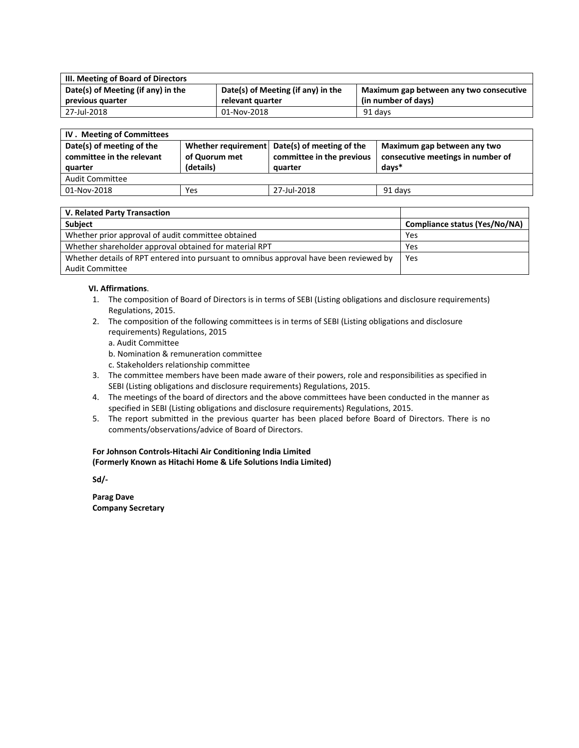| III. Meeting of Board of Directors | | |
|---|---|---|
| **Date(s) of Meeting (if any) in the previous quarter** | **Date(s) of Meeting (if any) in the relevant quarter** | **Maximum gap between any two consecutive (in number of days)** |
| 27-Jul-2018 | 01-Nov-2018 | 91 days |

| IV . Meeting of Committees | | | |
|---|---|---|---|
| **Date(s) of meeting of the committee in the relevant quarter** | **Whether requirement of Quorum met (details)** | **Date(s) of meeting of the committee in the previous quarter** | **Maximum gap between any two consecutive meetings in number of days*** |
| Audit Committee | | | |
| 01-Nov-2018 | Yes | 27-Jul-2018 | 91 days |

| V. Related Party Transaction | |
|---|---|
| **Subject** | **Compliance status (Yes/No/NA)** |
| Whether prior approval of audit committee obtained | Yes |
| Whether shareholder approval obtained for material RPT | Yes |
| Whether details of RPT entered into pursuant to omnibus approval have been reviewed by Audit Committee | Yes |

**VI. Affirmations**.

1. The composition of Board of Directors is in terms of SEBI (Listing obligations and disclosure requirements) Regulations, 2015.
2. The composition of the following committees is in terms of SEBI (Listing obligations and disclosure requirements) Regulations, 2015
   a. Audit Committee
   b. Nomination & remuneration committee
   c. Stakeholders relationship committee
3. The committee members have been made aware of their powers, role and responsibilities as specified in SEBI (Listing obligations and disclosure requirements) Regulations, 2015.
4. The meetings of the board of directors and the above committees have been conducted in the manner as specified in SEBI (Listing obligations and disclosure requirements) Regulations, 2015.
5. The report submitted in the previous quarter has been placed before Board of Directors. There is no comments/observations/advice of Board of Directors.

**For Johnson Controls-Hitachi Air Conditioning India Limited**
**(Formerly Known as Hitachi Home & Life Solutions India Limited)**

**Sd/-**

**Parag Dave**
**Company Secretary**